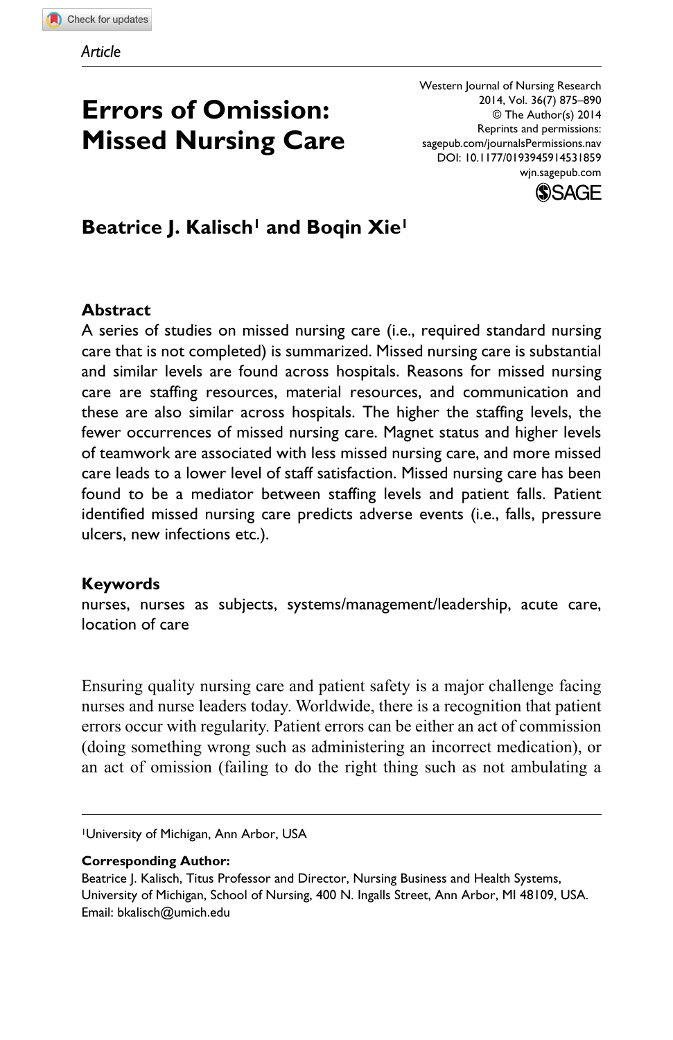Article

# Errors of Omission: Missed Nursing Care

Western Journal of Nursing Research
2014, Vol. 36(7) 875–890
© The Author(s) 2014
Reprints and permissions:
sagepub.com/journalsPermissions.nav
DOI: 10.1177/0193945914531859
wjn.sagepub.com

**Beatrice J. Kalisch[1] and Boqin Xie[1]**

## Abstract

A series of studies on missed nursing care (i.e., required standard nursing care that is not completed) is summarized. Missed nursing care is substantial and similar levels are found across hospitals. Reasons for missed nursing care are staffing resources, material resources, and communication and these are also similar across hospitals. The higher the staffing levels, the fewer occurrences of missed nursing care. Magnet status and higher levels of teamwork are associated with less missed nursing care, and more missed care leads to a lower level of staff satisfaction. Missed nursing care has been found to be a mediator between staffing levels and patient falls. Patient identified missed nursing care predicts adverse events (i.e., falls, pressure ulcers, new infections etc.).

## Keywords

nurses, nurses as subjects, systems/management/leadership, acute care, location of care

Ensuring quality nursing care and patient safety is a major challenge facing nurses and nurse leaders today. Worldwide, there is a recognition that patient errors occur with regularity. Patient errors can be either an act of commission (doing something wrong such as administering an incorrect medication), or an act of omission (failing to do the right thing such as not ambulating a

[1]University of Michigan, Ann Arbor, USA

**Corresponding Author:**
Beatrice J. Kalisch, Titus Professor and Director, Nursing Business and Health Systems, University of Michigan, School of Nursing, 400 N. Ingalls Street, Ann Arbor, MI 48109, USA.
Email: bkalisch@umich.edu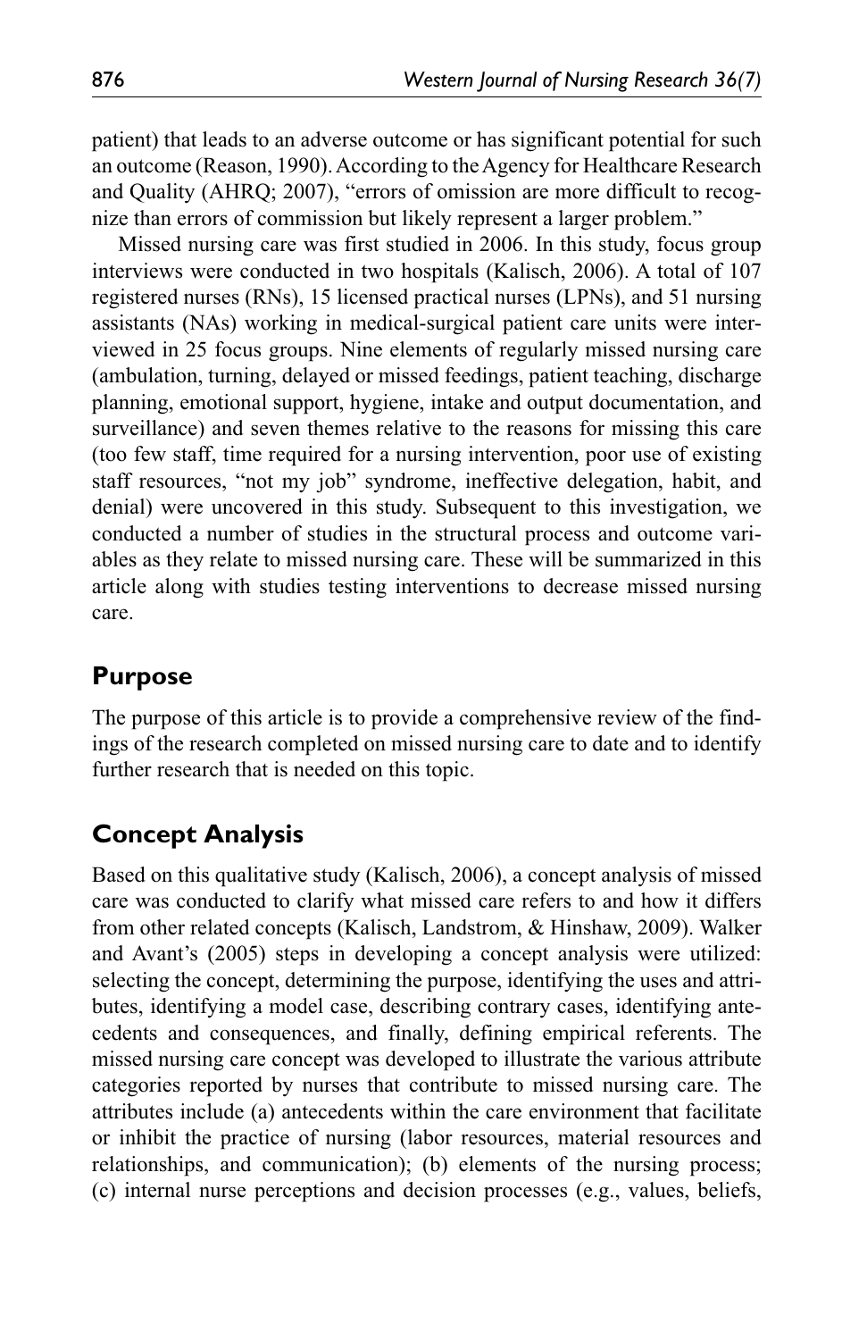patient) that leads to an adverse outcome or has significant potential for such an outcome (Reason, 1990). According to the Agency for Healthcare Research and Quality (AHRQ; 2007), "errors of omission are more difficult to recognize than errors of commission but likely represent a larger problem."

Missed nursing care was first studied in 2006. In this study, focus group interviews were conducted in two hospitals (Kalisch, 2006). A total of 107 registered nurses (RNs), 15 licensed practical nurses (LPNs), and 51 nursing assistants (NAs) working in medical-surgical patient care units were interviewed in 25 focus groups. Nine elements of regularly missed nursing care (ambulation, turning, delayed or missed feedings, patient teaching, discharge planning, emotional support, hygiene, intake and output documentation, and surveillance) and seven themes relative to the reasons for missing this care (too few staff, time required for a nursing intervention, poor use of existing staff resources, "not my job" syndrome, ineffective delegation, habit, and denial) were uncovered in this study. Subsequent to this investigation, we conducted a number of studies in the structural process and outcome variables as they relate to missed nursing care. These will be summarized in this article along with studies testing interventions to decrease missed nursing care.

## Purpose

The purpose of this article is to provide a comprehensive review of the findings of the research completed on missed nursing care to date and to identify further research that is needed on this topic.

## Concept Analysis

Based on this qualitative study (Kalisch, 2006), a concept analysis of missed care was conducted to clarify what missed care refers to and how it differs from other related concepts (Kalisch, Landstrom, & Hinshaw, 2009). Walker and Avant's (2005) steps in developing a concept analysis were utilized: selecting the concept, determining the purpose, identifying the uses and attributes, identifying a model case, describing contrary cases, identifying antecedents and consequences, and finally, defining empirical referents. The missed nursing care concept was developed to illustrate the various attribute categories reported by nurses that contribute to missed nursing care. The attributes include (a) antecedents within the care environment that facilitate or inhibit the practice of nursing (labor resources, material resources and relationships, and communication); (b) elements of the nursing process; (c) internal nurse perceptions and decision processes (e.g., values, beliefs,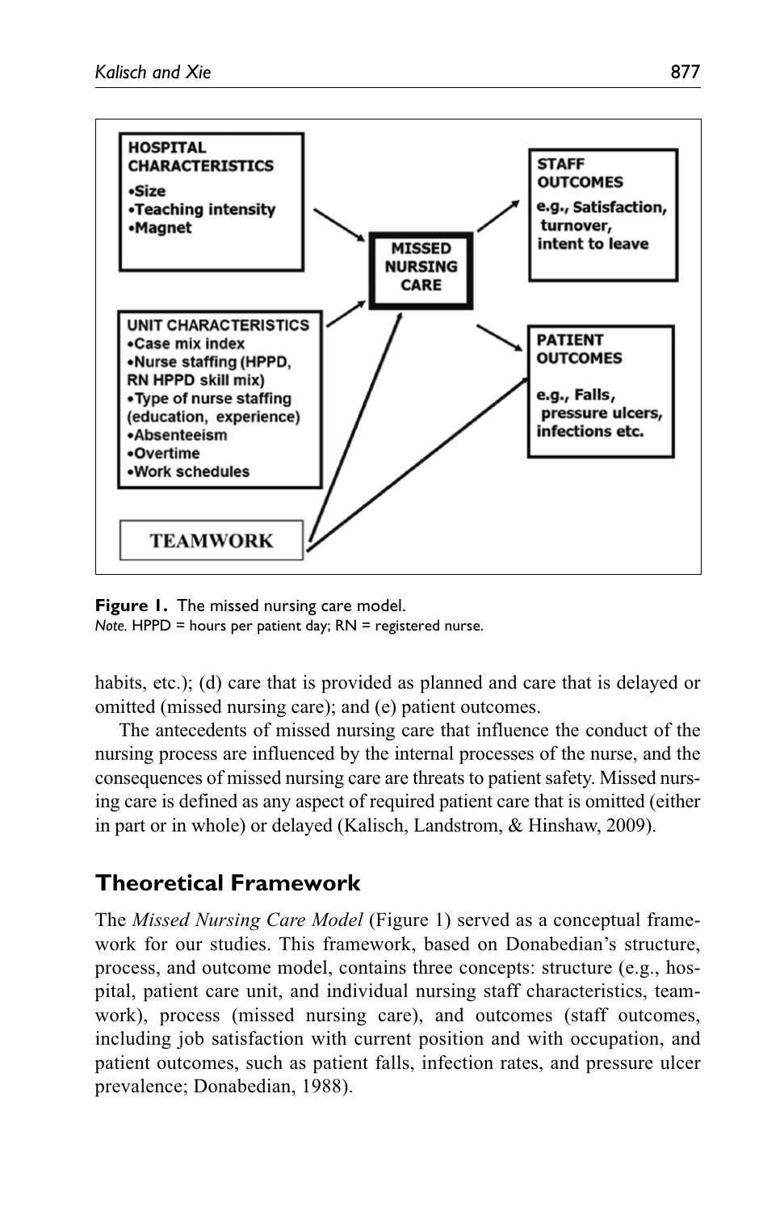**Figure 1.** The missed nursing care model.
*Note.* HPPD = hours per patient day; RN = registered nurse.

habits, etc.); (d) care that is provided as planned and care that is delayed or omitted (missed nursing care); and (e) patient outcomes.

The antecedents of missed nursing care that influence the conduct of the nursing process are influenced by the internal processes of the nurse, and the consequences of missed nursing care are threats to patient safety. Missed nursing care is defined as any aspect of required patient care that is omitted (either in part or in whole) or delayed (Kalisch, Landstrom, & Hinshaw, 2009).

## Theoretical Framework

The *Missed Nursing Care Model* (Figure 1) served as a conceptual framework for our studies. This framework, based on Donabedian's structure, process, and outcome model, contains three concepts: structure (e.g., hospital, patient care unit, and individual nursing staff characteristics, teamwork), process (missed nursing care), and outcomes (staff outcomes, including job satisfaction with current position and with occupation, and patient outcomes, such as patient falls, infection rates, and pressure ulcer prevalence; Donabedian, 1988).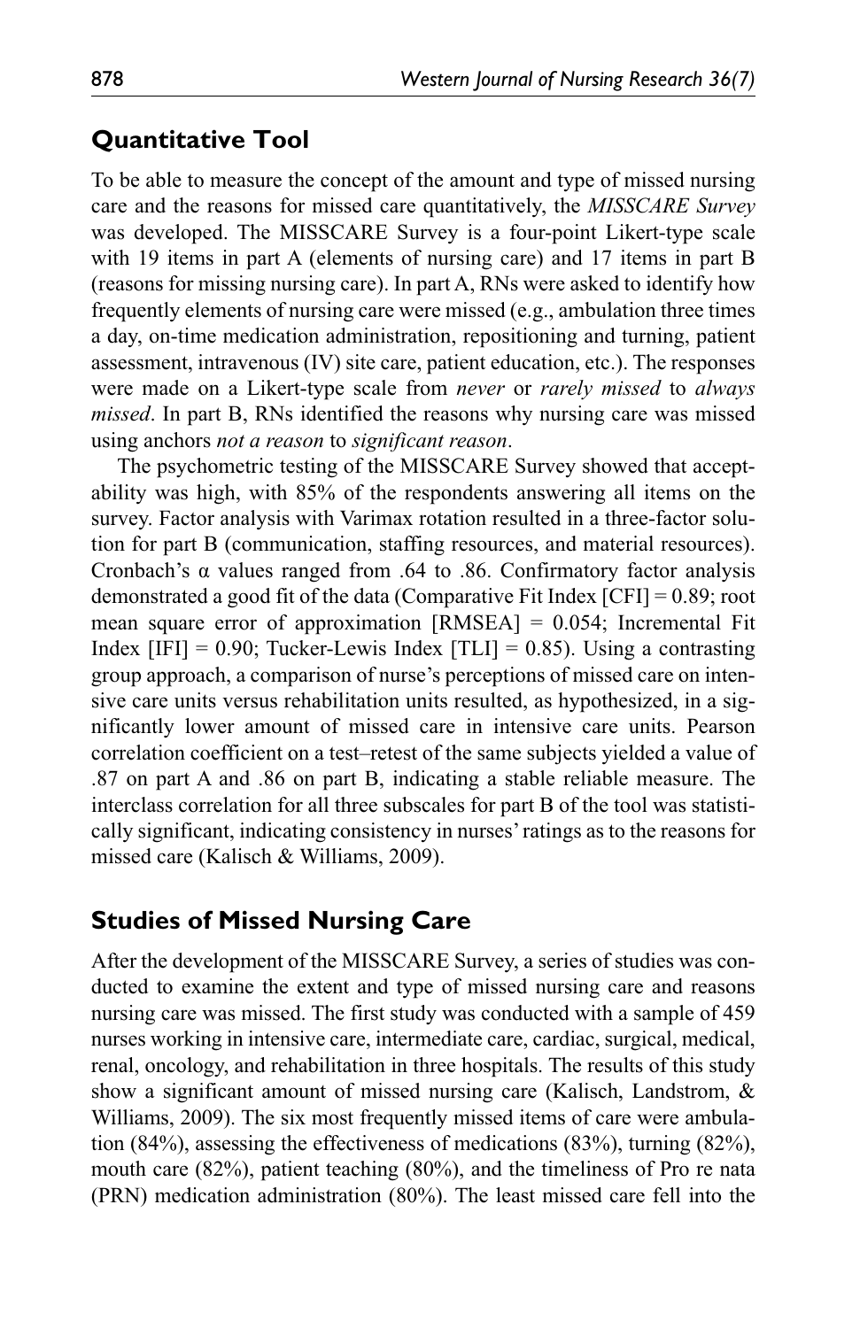## Quantitative Tool

To be able to measure the concept of the amount and type of missed nursing care and the reasons for missed care quantitatively, the *MISSCARE Survey* was developed. The MISSCARE Survey is a four-point Likert-type scale with 19 items in part A (elements of nursing care) and 17 items in part B (reasons for missing nursing care). In part A, RNs were asked to identify how frequently elements of nursing care were missed (e.g., ambulation three times a day, on-time medication administration, repositioning and turning, patient assessment, intravenous (IV) site care, patient education, etc.). The responses were made on a Likert-type scale from *never* or *rarely missed* to *always missed*. In part B, RNs identified the reasons why nursing care was missed using anchors *not a reason* to *significant reason*.

The psychometric testing of the MISSCARE Survey showed that acceptability was high, with 85% of the respondents answering all items on the survey. Factor analysis with Varimax rotation resulted in a three-factor solution for part B (communication, staffing resources, and material resources). Cronbach's $\alpha$ values ranged from .64 to .86. Confirmatory factor analysis demonstrated a good fit of the data (Comparative Fit Index [CFI] = 0.89; root mean square error of approximation [RMSEA] = 0.054; Incremental Fit Index [IFI] = 0.90; Tucker-Lewis Index [TLI] = 0.85). Using a contrasting group approach, a comparison of nurse's perceptions of missed care on intensive care units versus rehabilitation units resulted, as hypothesized, in a significantly lower amount of missed care in intensive care units. Pearson correlation coefficient on a test–retest of the same subjects yielded a value of .87 on part A and .86 on part B, indicating a stable reliable measure. The interclass correlation for all three subscales for part B of the tool was statistically significant, indicating consistency in nurses' ratings as to the reasons for missed care (Kalisch & Williams, 2009).

## Studies of Missed Nursing Care

After the development of the MISSCARE Survey, a series of studies was conducted to examine the extent and type of missed nursing care and reasons nursing care was missed. The first study was conducted with a sample of 459 nurses working in intensive care, intermediate care, cardiac, surgical, medical, renal, oncology, and rehabilitation in three hospitals. The results of this study show a significant amount of missed nursing care (Kalisch, Landstrom, & Williams, 2009). The six most frequently missed items of care were ambulation (84%), assessing the effectiveness of medications (83%), turning (82%), mouth care (82%), patient teaching (80%), and the timeliness of Pro re nata (PRN) medication administration (80%). The least missed care fell into the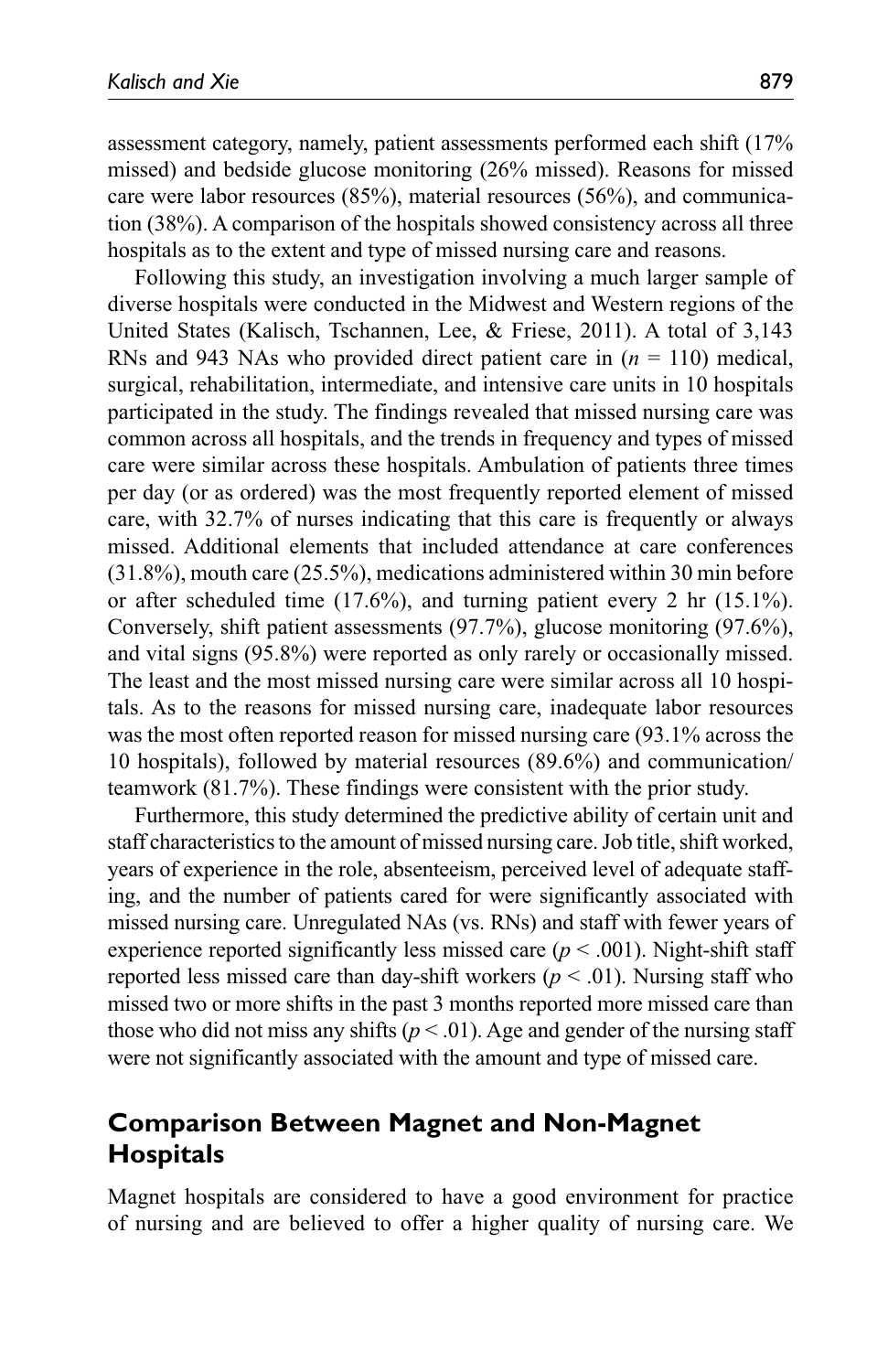assessment category, namely, patient assessments performed each shift (17% missed) and bedside glucose monitoring (26% missed). Reasons for missed care were labor resources (85%), material resources (56%), and communication (38%). A comparison of the hospitals showed consistency across all three hospitals as to the extent and type of missed nursing care and reasons.

Following this study, an investigation involving a much larger sample of diverse hospitals were conducted in the Midwest and Western regions of the United States (Kalisch, Tschannen, Lee, & Friese, 2011). A total of 3,143 RNs and 943 NAs who provided direct patient care in ($n$ = 110) medical, surgical, rehabilitation, intermediate, and intensive care units in 10 hospitals participated in the study. The findings revealed that missed nursing care was common across all hospitals, and the trends in frequency and types of missed care were similar across these hospitals. Ambulation of patients three times per day (or as ordered) was the most frequently reported element of missed care, with 32.7% of nurses indicating that this care is frequently or always missed. Additional elements that included attendance at care conferences (31.8%), mouth care (25.5%), medications administered within 30 min before or after scheduled time (17.6%), and turning patient every 2 hr (15.1%). Conversely, shift patient assessments (97.7%), glucose monitoring (97.6%), and vital signs (95.8%) were reported as only rarely or occasionally missed. The least and the most missed nursing care were similar across all 10 hospitals. As to the reasons for missed nursing care, inadequate labor resources was the most often reported reason for missed nursing care (93.1% across the 10 hospitals), followed by material resources (89.6%) and communication/teamwork (81.7%). These findings were consistent with the prior study.

Furthermore, this study determined the predictive ability of certain unit and staff characteristics to the amount of missed nursing care. Job title, shift worked, years of experience in the role, absenteeism, perceived level of adequate staffing, and the number of patients cared for were significantly associated with missed nursing care. Unregulated NAs (vs. RNs) and staff with fewer years of experience reported significantly less missed care ($p < .001$). Night-shift staff reported less missed care than day-shift workers ($p < .01$). Nursing staff who missed two or more shifts in the past 3 months reported more missed care than those who did not miss any shifts ($p < .01$). Age and gender of the nursing staff were not significantly associated with the amount and type of missed care.

## Comparison Between Magnet and Non-Magnet Hospitals

Magnet hospitals are considered to have a good environment for practice of nursing and are believed to offer a higher quality of nursing care. We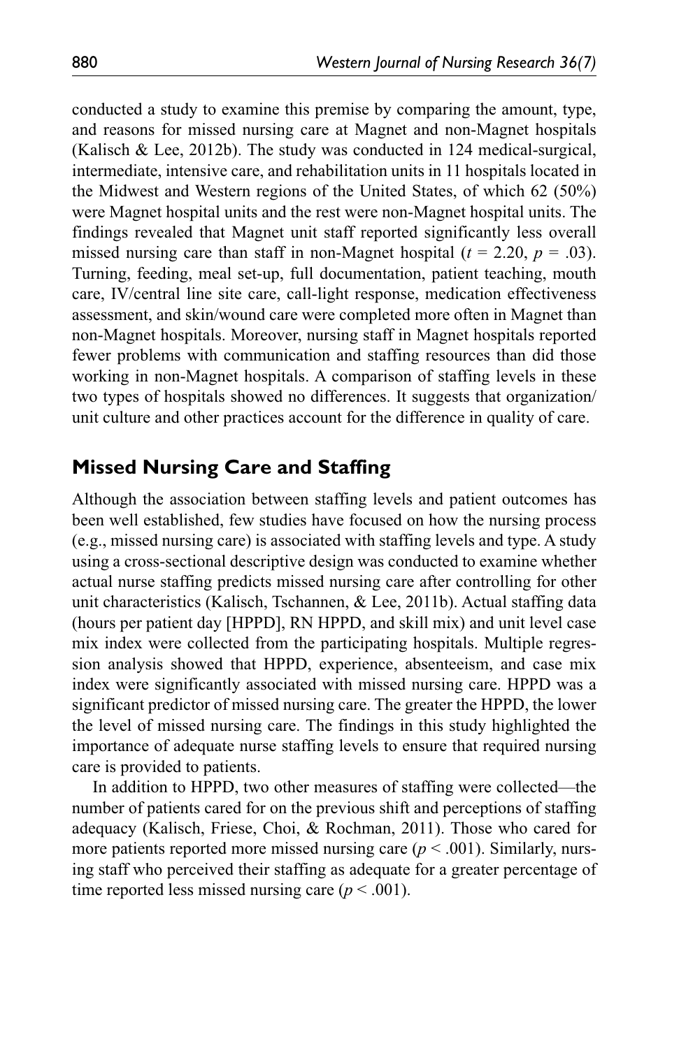conducted a study to examine this premise by comparing the amount, type, and reasons for missed nursing care at Magnet and non-Magnet hospitals (Kalisch & Lee, 2012b). The study was conducted in 124 medical-surgical, intermediate, intensive care, and rehabilitation units in 11 hospitals located in the Midwest and Western regions of the United States, of which 62 (50%) were Magnet hospital units and the rest were non-Magnet hospital units. The findings revealed that Magnet unit staff reported significantly less overall missed nursing care than staff in non-Magnet hospital ($t$ = 2.20, $p$ = .03). Turning, feeding, meal set-up, full documentation, patient teaching, mouth care, IV/central line site care, call-light response, medication effectiveness assessment, and skin/wound care were completed more often in Magnet than non-Magnet hospitals. Moreover, nursing staff in Magnet hospitals reported fewer problems with communication and staffing resources than did those working in non-Magnet hospitals. A comparison of staffing levels in these two types of hospitals showed no differences. It suggests that organization/unit culture and other practices account for the difference in quality of care.

## Missed Nursing Care and Staffing

Although the association between staffing levels and patient outcomes has been well established, few studies have focused on how the nursing process (e.g., missed nursing care) is associated with staffing levels and type. A study using a cross-sectional descriptive design was conducted to examine whether actual nurse staffing predicts missed nursing care after controlling for other unit characteristics (Kalisch, Tschannen, & Lee, 2011b). Actual staffing data (hours per patient day [HPPD], RN HPPD, and skill mix) and unit level case mix index were collected from the participating hospitals. Multiple regression analysis showed that HPPD, experience, absenteeism, and case mix index were significantly associated with missed nursing care. HPPD was a significant predictor of missed nursing care. The greater the HPPD, the lower the level of missed nursing care. The findings in this study highlighted the importance of adequate nurse staffing levels to ensure that required nursing care is provided to patients.

In addition to HPPD, two other measures of staffing were collected—the number of patients cared for on the previous shift and perceptions of staffing adequacy (Kalisch, Friese, Choi, & Rochman, 2011). Those who cared for more patients reported more missed nursing care ($p$ < .001). Similarly, nursing staff who perceived their staffing as adequate for a greater percentage of time reported less missed nursing care ($p$ < .001).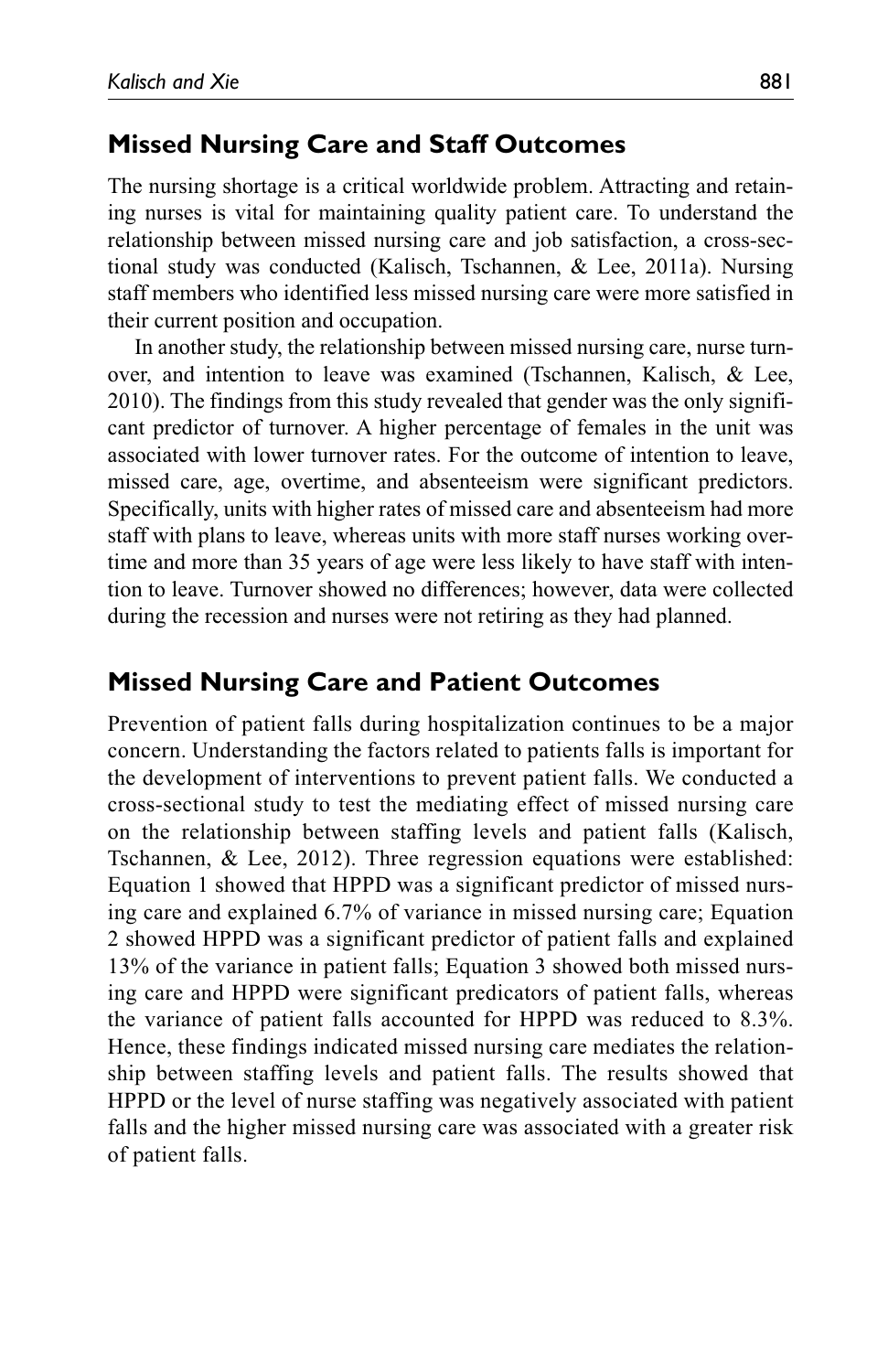## Missed Nursing Care and Staff Outcomes

The nursing shortage is a critical worldwide problem. Attracting and retaining nurses is vital for maintaining quality patient care. To understand the relationship between missed nursing care and job satisfaction, a cross-sectional study was conducted (Kalisch, Tschannen, & Lee, 2011a). Nursing staff members who identified less missed nursing care were more satisfied in their current position and occupation.

In another study, the relationship between missed nursing care, nurse turnover, and intention to leave was examined (Tschannen, Kalisch, & Lee, 2010). The findings from this study revealed that gender was the only significant predictor of turnover. A higher percentage of females in the unit was associated with lower turnover rates. For the outcome of intention to leave, missed care, age, overtime, and absenteeism were significant predictors. Specifically, units with higher rates of missed care and absenteeism had more staff with plans to leave, whereas units with more staff nurses working overtime and more than 35 years of age were less likely to have staff with intention to leave. Turnover showed no differences; however, data were collected during the recession and nurses were not retiring as they had planned.

## Missed Nursing Care and Patient Outcomes

Prevention of patient falls during hospitalization continues to be a major concern. Understanding the factors related to patients falls is important for the development of interventions to prevent patient falls. We conducted a cross-sectional study to test the mediating effect of missed nursing care on the relationship between staffing levels and patient falls (Kalisch, Tschannen, & Lee, 2012). Three regression equations were established: Equation 1 showed that HPPD was a significant predictor of missed nursing care and explained 6.7% of variance in missed nursing care; Equation 2 showed HPPD was a significant predictor of patient falls and explained 13% of the variance in patient falls; Equation 3 showed both missed nursing care and HPPD were significant predicators of patient falls, whereas the variance of patient falls accounted for HPPD was reduced to 8.3%. Hence, these findings indicated missed nursing care mediates the relationship between staffing levels and patient falls. The results showed that HPPD or the level of nurse staffing was negatively associated with patient falls and the higher missed nursing care was associated with a greater risk of patient falls.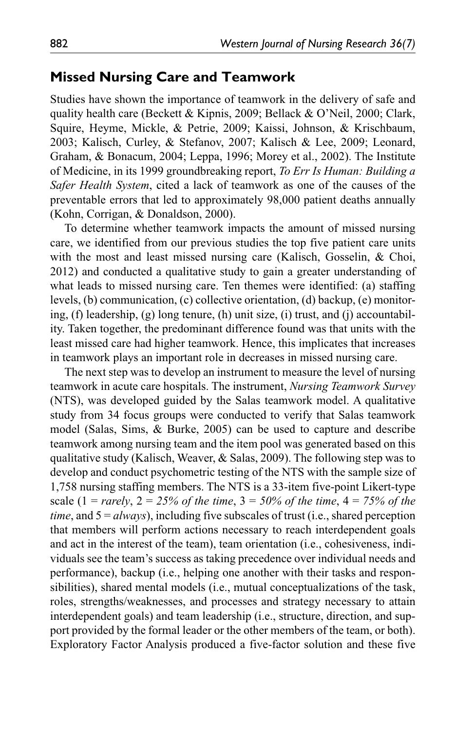## Missed Nursing Care and Teamwork

Studies have shown the importance of teamwork in the delivery of safe and quality health care (Beckett & Kipnis, 2009; Bellack & O'Neil, 2000; Clark, Squire, Heyme, Mickle, & Petrie, 2009; Kaissi, Johnson, & Krischbaum, 2003; Kalisch, Curley, & Stefanov, 2007; Kalisch & Lee, 2009; Leonard, Graham, & Bonacum, 2004; Leppa, 1996; Morey et al., 2002). The Institute of Medicine, in its 1999 groundbreaking report, *To Err Is Human: Building a Safer Health System*, cited a lack of teamwork as one of the causes of the preventable errors that led to approximately 98,000 patient deaths annually (Kohn, Corrigan, & Donaldson, 2000).

To determine whether teamwork impacts the amount of missed nursing care, we identified from our previous studies the top five patient care units with the most and least missed nursing care (Kalisch, Gosselin, & Choi, 2012) and conducted a qualitative study to gain a greater understanding of what leads to missed nursing care. Ten themes were identified: (a) staffing levels, (b) communication, (c) collective orientation, (d) backup, (e) monitoring, (f) leadership, (g) long tenure, (h) unit size, (i) trust, and (j) accountability. Taken together, the predominant difference found was that units with the least missed care had higher teamwork. Hence, this implicates that increases in teamwork plays an important role in decreases in missed nursing care.

The next step was to develop an instrument to measure the level of nursing teamwork in acute care hospitals. The instrument, *Nursing Teamwork Survey* (NTS), was developed guided by the Salas teamwork model. A qualitative study from 34 focus groups were conducted to verify that Salas teamwork model (Salas, Sims, & Burke, 2005) can be used to capture and describe teamwork among nursing team and the item pool was generated based on this qualitative study (Kalisch, Weaver, & Salas, 2009). The following step was to develop and conduct psychometric testing of the NTS with the sample size of 1,758 nursing staffing members. The NTS is a 33-item five-point Likert-type scale (1 = *rarely*, 2 = *25% of the time*, 3 = *50% of the time*, 4 = *75% of the time*, and 5 = *always*), including five subscales of trust (i.e., shared perception that members will perform actions necessary to reach interdependent goals and act in the interest of the team), team orientation (i.e., cohesiveness, individuals see the team's success as taking precedence over individual needs and performance), backup (i.e., helping one another with their tasks and responsibilities), shared mental models (i.e., mutual conceptualizations of the task, roles, strengths/weaknesses, and processes and strategy necessary to attain interdependent goals) and team leadership (i.e., structure, direction, and support provided by the formal leader or the other members of the team, or both). Exploratory Factor Analysis produced a five-factor solution and these five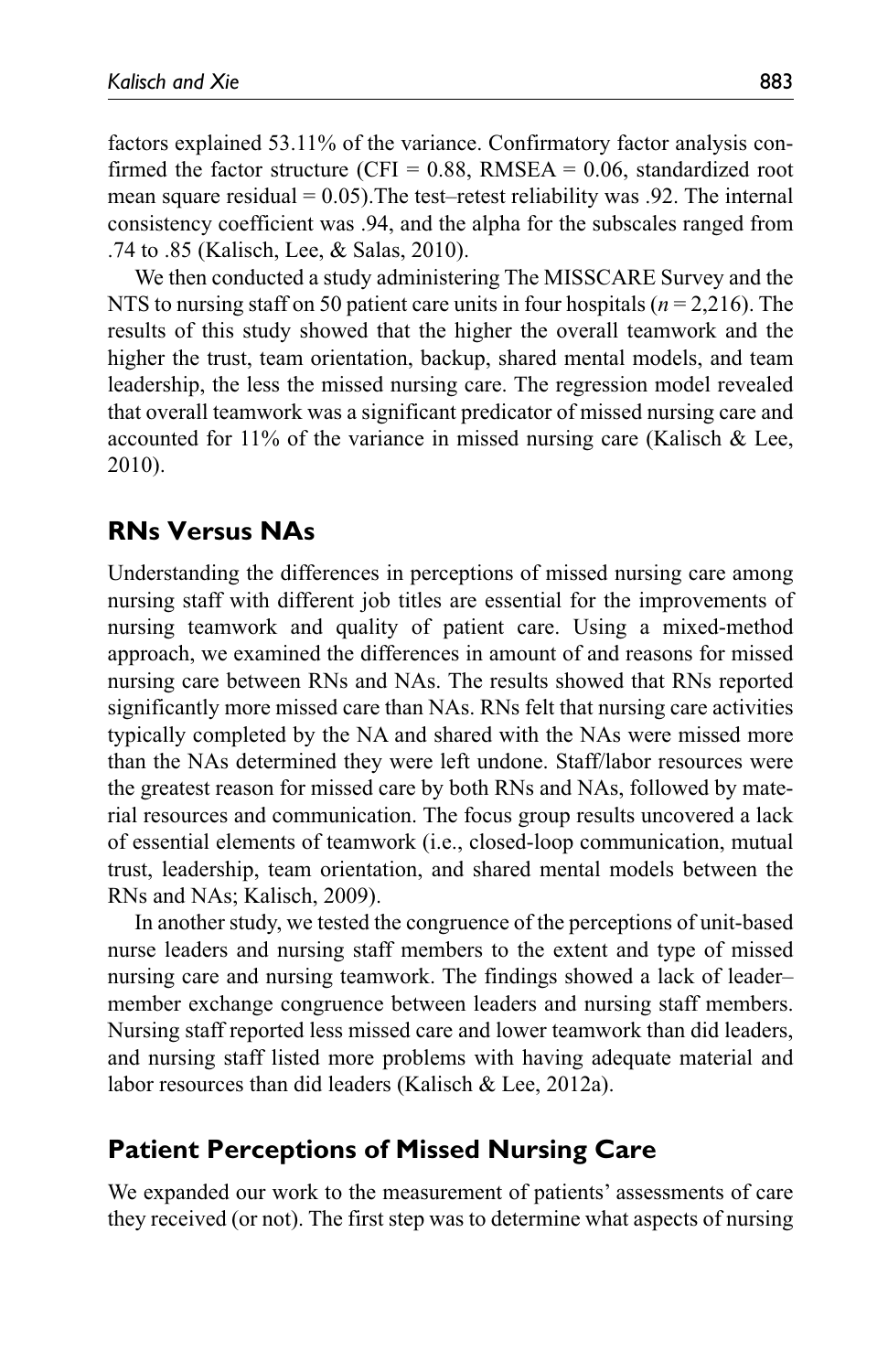factors explained 53.11% of the variance. Confirmatory factor analysis confirmed the factor structure (CFI = 0.88, RMSEA = 0.06, standardized root mean square residual = 0.05).The test–retest reliability was .92. The internal consistency coefficient was .94, and the alpha for the subscales ranged from .74 to .85 (Kalisch, Lee, & Salas, 2010).

We then conducted a study administering The MISSCARE Survey and the NTS to nursing staff on 50 patient care units in four hospitals ($n$ = 2,216). The results of this study showed that the higher the overall teamwork and the higher the trust, team orientation, backup, shared mental models, and team leadership, the less the missed nursing care. The regression model revealed that overall teamwork was a significant predicator of missed nursing care and accounted for 11% of the variance in missed nursing care (Kalisch & Lee, 2010).

## RNs Versus NAs

Understanding the differences in perceptions of missed nursing care among nursing staff with different job titles are essential for the improvements of nursing teamwork and quality of patient care. Using a mixed-method approach, we examined the differences in amount of and reasons for missed nursing care between RNs and NAs. The results showed that RNs reported significantly more missed care than NAs. RNs felt that nursing care activities typically completed by the NA and shared with the NAs were missed more than the NAs determined they were left undone. Staff/labor resources were the greatest reason for missed care by both RNs and NAs, followed by material resources and communication. The focus group results uncovered a lack of essential elements of teamwork (i.e., closed-loop communication, mutual trust, leadership, team orientation, and shared mental models between the RNs and NAs; Kalisch, 2009).

In another study, we tested the congruence of the perceptions of unit-based nurse leaders and nursing staff members to the extent and type of missed nursing care and nursing teamwork. The findings showed a lack of leader–member exchange congruence between leaders and nursing staff members. Nursing staff reported less missed care and lower teamwork than did leaders, and nursing staff listed more problems with having adequate material and labor resources than did leaders (Kalisch & Lee, 2012a).

## Patient Perceptions of Missed Nursing Care

We expanded our work to the measurement of patients' assessments of care they received (or not). The first step was to determine what aspects of nursing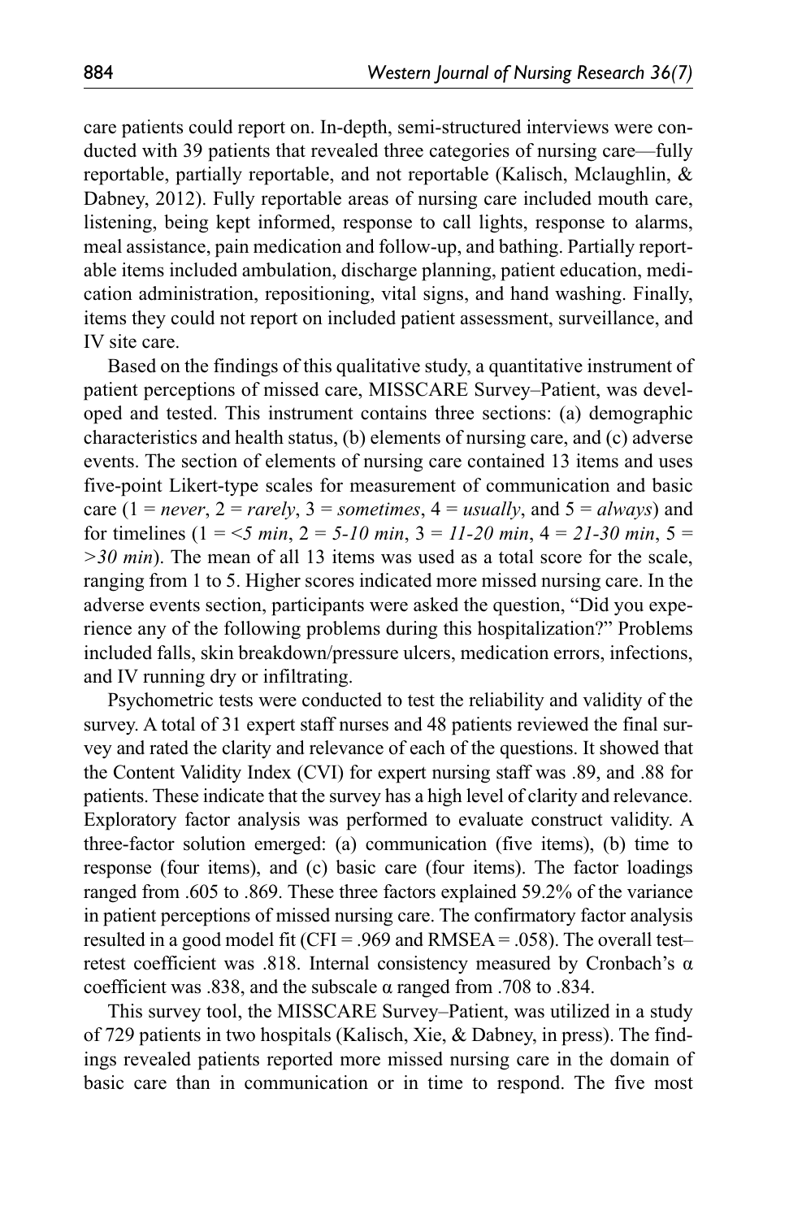care patients could report on. In-depth, semi-structured interviews were conducted with 39 patients that revealed three categories of nursing care—fully reportable, partially reportable, and not reportable (Kalisch, Mclaughlin, & Dabney, 2012). Fully reportable areas of nursing care included mouth care, listening, being kept informed, response to call lights, response to alarms, meal assistance, pain medication and follow-up, and bathing. Partially reportable items included ambulation, discharge planning, patient education, medication administration, repositioning, vital signs, and hand washing. Finally, items they could not report on included patient assessment, surveillance, and IV site care.

Based on the findings of this qualitative study, a quantitative instrument of patient perceptions of missed care, MISSCARE Survey–Patient, was developed and tested. This instrument contains three sections: (a) demographic characteristics and health status, (b) elements of nursing care, and (c) adverse events. The section of elements of nursing care contained 13 items and uses five-point Likert-type scales for measurement of communication and basic care (1 = *never*, 2 = *rarely*, 3 = *sometimes*, 4 = *usually*, and 5 = *always*) and for timelines (1 = *<5 min*, 2 = *5-10 min*, 3 = *11-20 min*, 4 = *21-30 min*, 5 = *>30 min*). The mean of all 13 items was used as a total score for the scale, ranging from 1 to 5. Higher scores indicated more missed nursing care. In the adverse events section, participants were asked the question, "Did you experience any of the following problems during this hospitalization?" Problems included falls, skin breakdown/pressure ulcers, medication errors, infections, and IV running dry or infiltrating.

Psychometric tests were conducted to test the reliability and validity of the survey. A total of 31 expert staff nurses and 48 patients reviewed the final survey and rated the clarity and relevance of each of the questions. It showed that the Content Validity Index (CVI) for expert nursing staff was .89, and .88 for patients. These indicate that the survey has a high level of clarity and relevance. Exploratory factor analysis was performed to evaluate construct validity. A three-factor solution emerged: (a) communication (five items), (b) time to response (four items), and (c) basic care (four items). The factor loadings ranged from .605 to .869. These three factors explained 59.2% of the variance in patient perceptions of missed nursing care. The confirmatory factor analysis resulted in a good model fit (CFI = .969 and RMSEA = .058). The overall test–retest coefficient was .818. Internal consistency measured by Cronbach's $\alpha$ coefficient was .838, and the subscale $\alpha$ ranged from .708 to .834.

This survey tool, the MISSCARE Survey–Patient, was utilized in a study of 729 patients in two hospitals (Kalisch, Xie, & Dabney, in press). The findings revealed patients reported more missed nursing care in the domain of basic care than in communication or in time to respond. The five most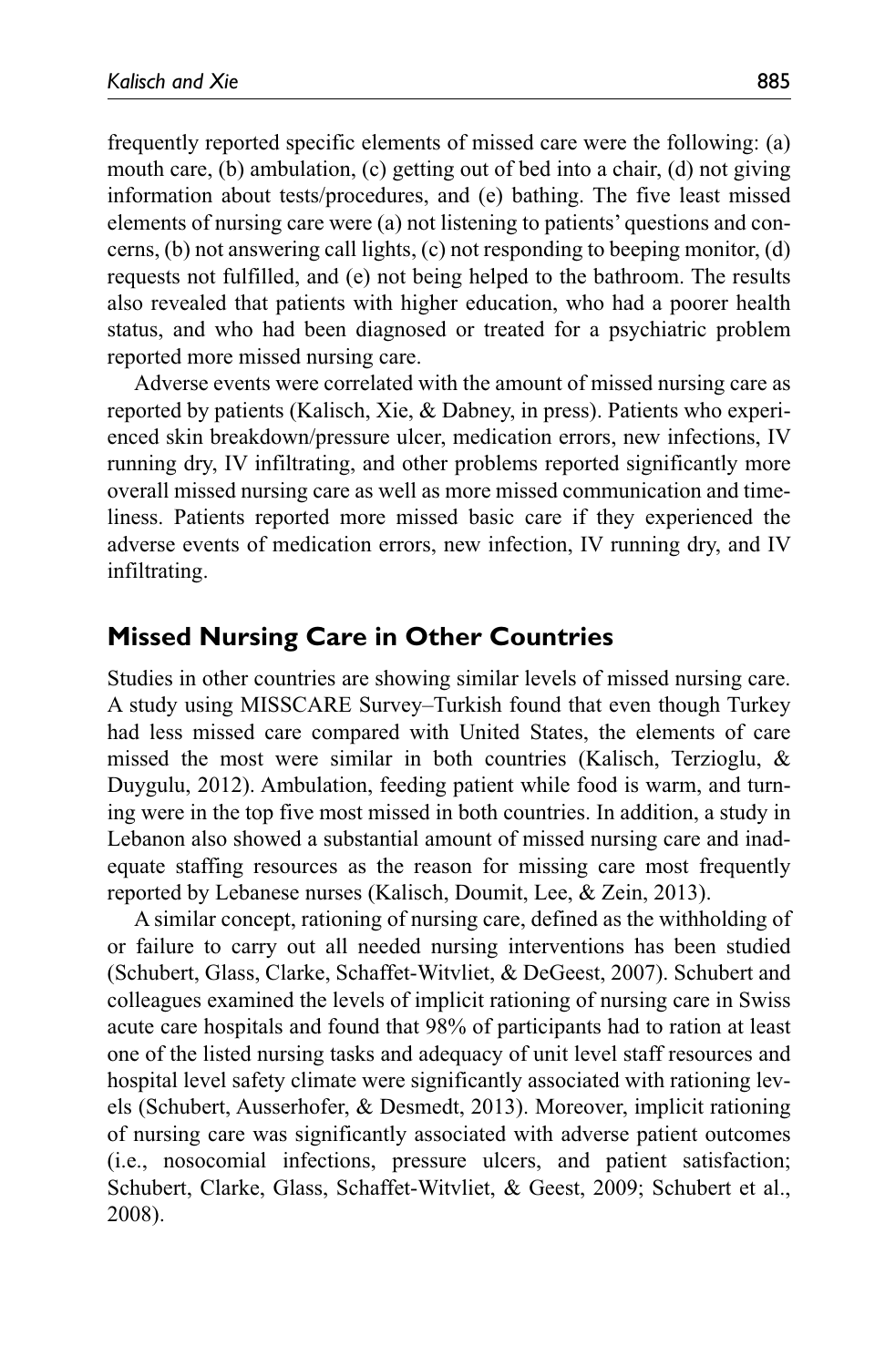frequently reported specific elements of missed care were the following: (a) mouth care, (b) ambulation, (c) getting out of bed into a chair, (d) not giving information about tests/procedures, and (e) bathing. The five least missed elements of nursing care were (a) not listening to patients' questions and concerns, (b) not answering call lights, (c) not responding to beeping monitor, (d) requests not fulfilled, and (e) not being helped to the bathroom. The results also revealed that patients with higher education, who had a poorer health status, and who had been diagnosed or treated for a psychiatric problem reported more missed nursing care.

Adverse events were correlated with the amount of missed nursing care as reported by patients (Kalisch, Xie, & Dabney, in press). Patients who experienced skin breakdown/pressure ulcer, medication errors, new infections, IV running dry, IV infiltrating, and other problems reported significantly more overall missed nursing care as well as more missed communication and timeliness. Patients reported more missed basic care if they experienced the adverse events of medication errors, new infection, IV running dry, and IV infiltrating.

## Missed Nursing Care in Other Countries

Studies in other countries are showing similar levels of missed nursing care. A study using MISSCARE Survey–Turkish found that even though Turkey had less missed care compared with United States, the elements of care missed the most were similar in both countries (Kalisch, Terzioglu, & Duygulu, 2012). Ambulation, feeding patient while food is warm, and turning were in the top five most missed in both countries. In addition, a study in Lebanon also showed a substantial amount of missed nursing care and inadequate staffing resources as the reason for missing care most frequently reported by Lebanese nurses (Kalisch, Doumit, Lee, & Zein, 2013).

A similar concept, rationing of nursing care, defined as the withholding of or failure to carry out all needed nursing interventions has been studied (Schubert, Glass, Clarke, Schaffet-Witvliet, & DeGeest, 2007). Schubert and colleagues examined the levels of implicit rationing of nursing care in Swiss acute care hospitals and found that 98% of participants had to ration at least one of the listed nursing tasks and adequacy of unit level staff resources and hospital level safety climate were significantly associated with rationing levels (Schubert, Ausserhofer, & Desmedt, 2013). Moreover, implicit rationing of nursing care was significantly associated with adverse patient outcomes (i.e., nosocomial infections, pressure ulcers, and patient satisfaction; Schubert, Clarke, Glass, Schaffet-Witvliet, & Geest, 2009; Schubert et al., 2008).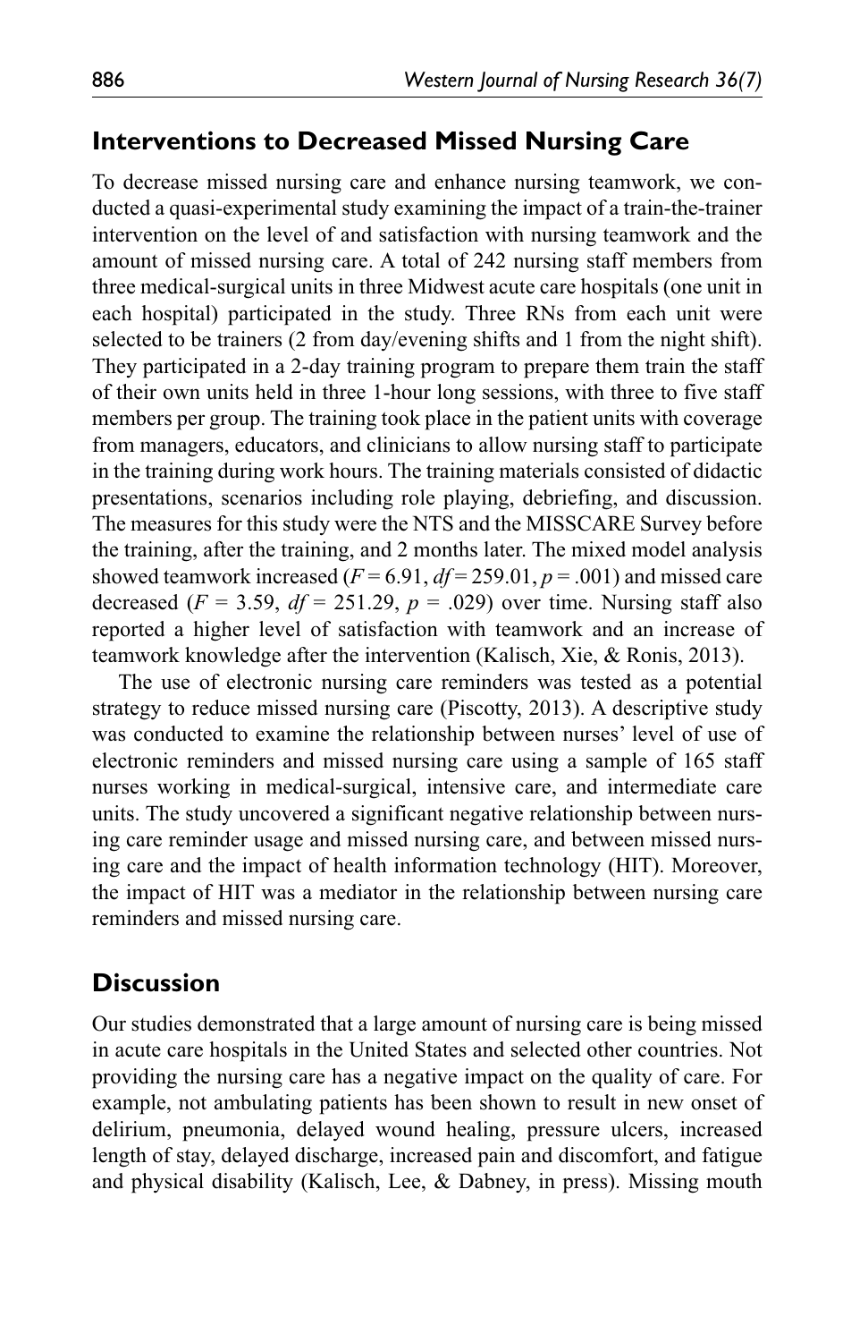## Interventions to Decreased Missed Nursing Care

To decrease missed nursing care and enhance nursing teamwork, we conducted a quasi-experimental study examining the impact of a train-the-trainer intervention on the level of and satisfaction with nursing teamwork and the amount of missed nursing care. A total of 242 nursing staff members from three medical-surgical units in three Midwest acute care hospitals (one unit in each hospital) participated in the study. Three RNs from each unit were selected to be trainers (2 from day/evening shifts and 1 from the night shift). They participated in a 2-day training program to prepare them train the staff of their own units held in three 1-hour long sessions, with three to five staff members per group. The training took place in the patient units with coverage from managers, educators, and clinicians to allow nursing staff to participate in the training during work hours. The training materials consisted of didactic presentations, scenarios including role playing, debriefing, and discussion. The measures for this study were the NTS and the MISSCARE Survey before the training, after the training, and 2 months later. The mixed model analysis showed teamwork increased ($F = 6.91$, $df = 259.01$, $p = .001$) and missed care decreased ($F = 3.59$, $df = 251.29$, $p = .029$) over time. Nursing staff also reported a higher level of satisfaction with teamwork and an increase of teamwork knowledge after the intervention (Kalisch, Xie, & Ronis, 2013).

The use of electronic nursing care reminders was tested as a potential strategy to reduce missed nursing care (Piscotty, 2013). A descriptive study was conducted to examine the relationship between nurses' level of use of electronic reminders and missed nursing care using a sample of 165 staff nurses working in medical-surgical, intensive care, and intermediate care units. The study uncovered a significant negative relationship between nursing care reminder usage and missed nursing care, and between missed nursing care and the impact of health information technology (HIT). Moreover, the impact of HIT was a mediator in the relationship between nursing care reminders and missed nursing care.

## Discussion

Our studies demonstrated that a large amount of nursing care is being missed in acute care hospitals in the United States and selected other countries. Not providing the nursing care has a negative impact on the quality of care. For example, not ambulating patients has been shown to result in new onset of delirium, pneumonia, delayed wound healing, pressure ulcers, increased length of stay, delayed discharge, increased pain and discomfort, and fatigue and physical disability (Kalisch, Lee, & Dabney, in press). Missing mouth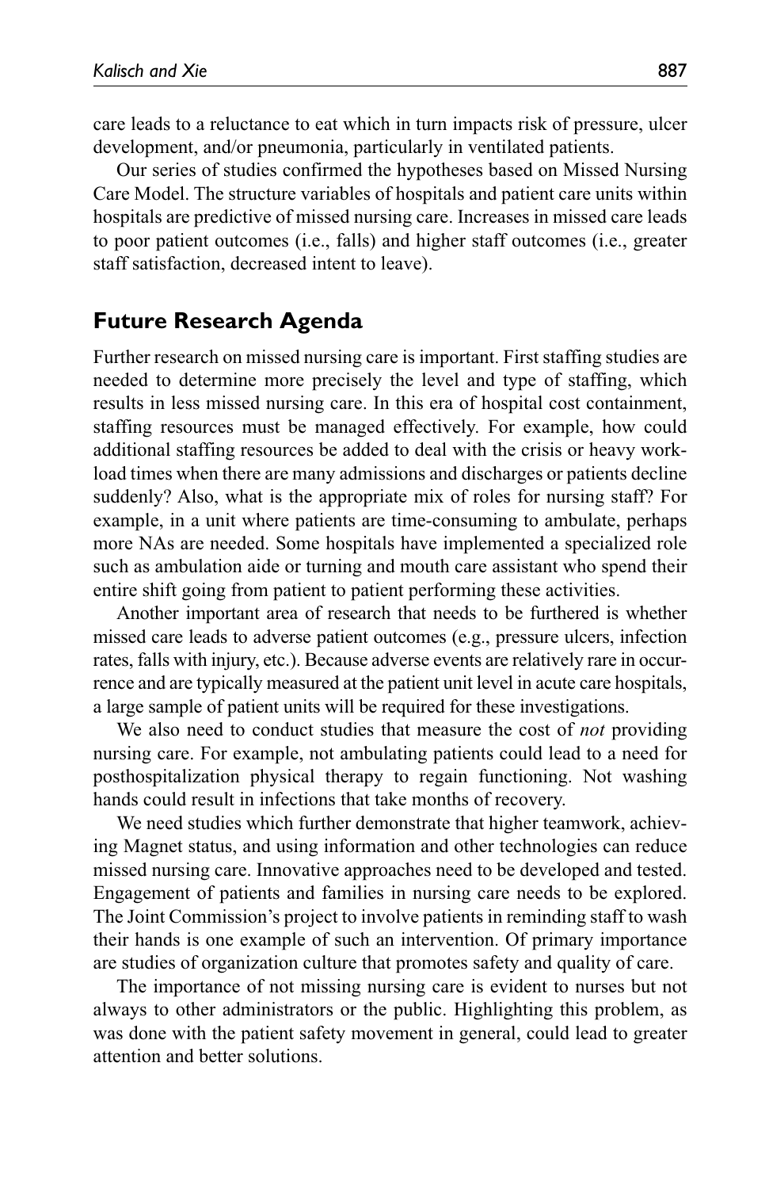care leads to a reluctance to eat which in turn impacts risk of pressure, ulcer development, and/or pneumonia, particularly in ventilated patients.

Our series of studies confirmed the hypotheses based on Missed Nursing Care Model. The structure variables of hospitals and patient care units within hospitals are predictive of missed nursing care. Increases in missed care leads to poor patient outcomes (i.e., falls) and higher staff outcomes (i.e., greater staff satisfaction, decreased intent to leave).

## Future Research Agenda

Further research on missed nursing care is important. First staffing studies are needed to determine more precisely the level and type of staffing, which results in less missed nursing care. In this era of hospital cost containment, staffing resources must be managed effectively. For example, how could additional staffing resources be added to deal with the crisis or heavy workload times when there are many admissions and discharges or patients decline suddenly? Also, what is the appropriate mix of roles for nursing staff? For example, in a unit where patients are time-consuming to ambulate, perhaps more NAs are needed. Some hospitals have implemented a specialized role such as ambulation aide or turning and mouth care assistant who spend their entire shift going from patient to patient performing these activities.

Another important area of research that needs to be furthered is whether missed care leads to adverse patient outcomes (e.g., pressure ulcers, infection rates, falls with injury, etc.). Because adverse events are relatively rare in occurrence and are typically measured at the patient unit level in acute care hospitals, a large sample of patient units will be required for these investigations.

We also need to conduct studies that measure the cost of *not* providing nursing care. For example, not ambulating patients could lead to a need for posthospitalization physical therapy to regain functioning. Not washing hands could result in infections that take months of recovery.

We need studies which further demonstrate that higher teamwork, achieving Magnet status, and using information and other technologies can reduce missed nursing care. Innovative approaches need to be developed and tested. Engagement of patients and families in nursing care needs to be explored. The Joint Commission's project to involve patients in reminding staff to wash their hands is one example of such an intervention. Of primary importance are studies of organization culture that promotes safety and quality of care.

The importance of not missing nursing care is evident to nurses but not always to other administrators or the public. Highlighting this problem, as was done with the patient safety movement in general, could lead to greater attention and better solutions.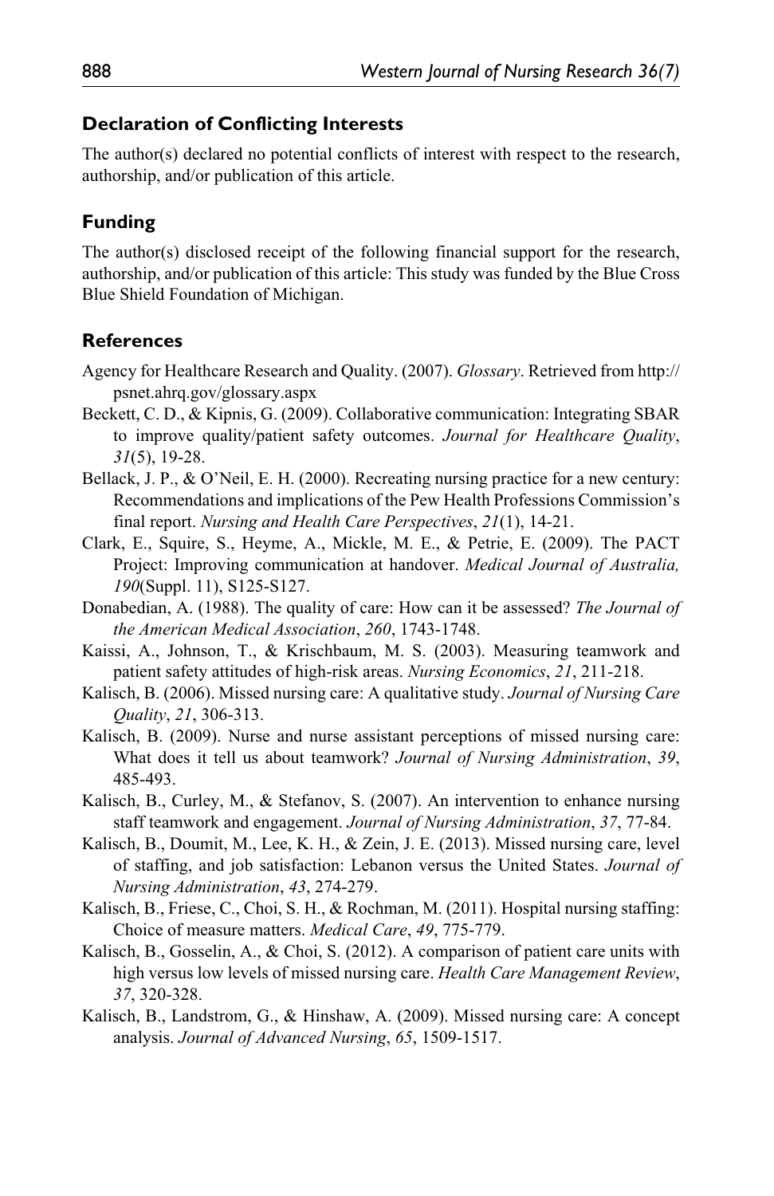## Declaration of Conflicting Interests

The author(s) declared no potential conflicts of interest with respect to the research, authorship, and/or publication of this article.

## Funding

The author(s) disclosed receipt of the following financial support for the research, authorship, and/or publication of this article: This study was funded by the Blue Cross Blue Shield Foundation of Michigan.

## References

Agency for Healthcare Research and Quality. (2007). *Glossary*. Retrieved from http://psnet.ahrq.gov/glossary.aspx

Beckett, C. D., & Kipnis, G. (2009). Collaborative communication: Integrating SBAR to improve quality/patient safety outcomes. *Journal for Healthcare Quality*, *31*(5), 19-28.

Bellack, J. P., & O'Neil, E. H. (2000). Recreating nursing practice for a new century: Recommendations and implications of the Pew Health Professions Commission's final report. *Nursing and Health Care Perspectives*, *21*(1), 14-21.

Clark, E., Squire, S., Heyme, A., Mickle, M. E., & Petrie, E. (2009). The PACT Project: Improving communication at handover. *Medical Journal of Australia, 190*(Suppl. 11), S125-S127.

Donabedian, A. (1988). The quality of care: How can it be assessed? *The Journal of the American Medical Association*, *260*, 1743-1748.

Kaissi, A., Johnson, T., & Krischbaum, M. S. (2003). Measuring teamwork and patient safety attitudes of high-risk areas. *Nursing Economics*, *21*, 211-218.

Kalisch, B. (2006). Missed nursing care: A qualitative study. *Journal of Nursing Care Quality*, *21*, 306-313.

Kalisch, B. (2009). Nurse and nurse assistant perceptions of missed nursing care: What does it tell us about teamwork? *Journal of Nursing Administration*, *39*, 485-493.

Kalisch, B., Curley, M., & Stefanov, S. (2007). An intervention to enhance nursing staff teamwork and engagement. *Journal of Nursing Administration*, *37*, 77-84.

Kalisch, B., Doumit, M., Lee, K. H., & Zein, J. E. (2013). Missed nursing care, level of staffing, and job satisfaction: Lebanon versus the United States. *Journal of Nursing Administration*, *43*, 274-279.

Kalisch, B., Friese, C., Choi, S. H., & Rochman, M. (2011). Hospital nursing staffing: Choice of measure matters. *Medical Care*, *49*, 775-779.

Kalisch, B., Gosselin, A., & Choi, S. (2012). A comparison of patient care units with high versus low levels of missed nursing care. *Health Care Management Review*, *37*, 320-328.

Kalisch, B., Landstrom, G., & Hinshaw, A. (2009). Missed nursing care: A concept analysis. *Journal of Advanced Nursing*, *65*, 1509-1517.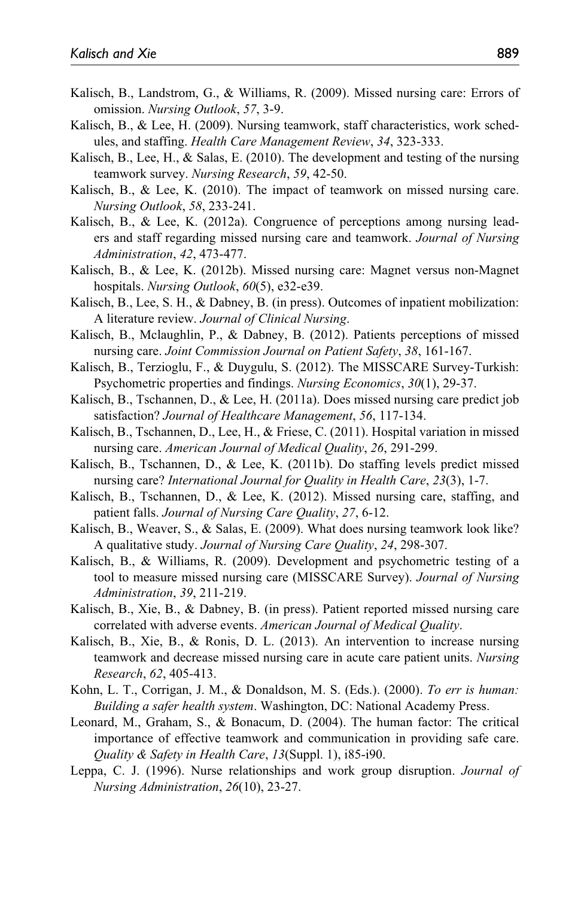Kalisch, B., Landstrom, G., & Williams, R. (2009). Missed nursing care: Errors of omission. *Nursing Outlook*, *57*, 3-9.

Kalisch, B., & Lee, H. (2009). Nursing teamwork, staff characteristics, work schedules, and staffing. *Health Care Management Review*, *34*, 323-333.

Kalisch, B., Lee, H., & Salas, E. (2010). The development and testing of the nursing teamwork survey. *Nursing Research*, *59*, 42-50.

Kalisch, B., & Lee, K. (2010). The impact of teamwork on missed nursing care. *Nursing Outlook*, *58*, 233-241.

Kalisch, B., & Lee, K. (2012a). Congruence of perceptions among nursing leaders and staff regarding missed nursing care and teamwork. *Journal of Nursing Administration*, *42*, 473-477.

Kalisch, B., & Lee, K. (2012b). Missed nursing care: Magnet versus non-Magnet hospitals. *Nursing Outlook*, *60*(5), e32-e39.

Kalisch, B., Lee, S. H., & Dabney, B. (in press). Outcomes of inpatient mobilization: A literature review. *Journal of Clinical Nursing*.

Kalisch, B., Mclaughlin, P., & Dabney, B. (2012). Patients perceptions of missed nursing care. *Joint Commission Journal on Patient Safety*, *38*, 161-167.

Kalisch, B., Terzioglu, F., & Duygulu, S. (2012). The MISSCARE Survey-Turkish: Psychometric properties and findings. *Nursing Economics*, *30*(1), 29-37.

Kalisch, B., Tschannen, D., & Lee, H. (2011a). Does missed nursing care predict job satisfaction? *Journal of Healthcare Management*, *56*, 117-134.

Kalisch, B., Tschannen, D., Lee, H., & Friese, C. (2011). Hospital variation in missed nursing care. *American Journal of Medical Quality*, *26*, 291-299.

Kalisch, B., Tschannen, D., & Lee, K. (2011b). Do staffing levels predict missed nursing care? *International Journal for Quality in Health Care*, *23*(3), 1-7.

Kalisch, B., Tschannen, D., & Lee, K. (2012). Missed nursing care, staffing, and patient falls. *Journal of Nursing Care Quality*, *27*, 6-12.

Kalisch, B., Weaver, S., & Salas, E. (2009). What does nursing teamwork look like? A qualitative study. *Journal of Nursing Care Quality*, *24*, 298-307.

Kalisch, B., & Williams, R. (2009). Development and psychometric testing of a tool to measure missed nursing care (MISSCARE Survey). *Journal of Nursing Administration*, *39*, 211-219.

Kalisch, B., Xie, B., & Dabney, B. (in press). Patient reported missed nursing care correlated with adverse events. *American Journal of Medical Quality*.

Kalisch, B., Xie, B., & Ronis, D. L. (2013). An intervention to increase nursing teamwork and decrease missed nursing care in acute care patient units. *Nursing Research*, *62*, 405-413.

Kohn, L. T., Corrigan, J. M., & Donaldson, M. S. (Eds.). (2000). *To err is human: Building a safer health system*. Washington, DC: National Academy Press.

Leonard, M., Graham, S., & Bonacum, D. (2004). The human factor: The critical importance of effective teamwork and communication in providing safe care. *Quality & Safety in Health Care*, *13*(Suppl. 1), i85-i90.

Leppa, C. J. (1996). Nurse relationships and work group disruption. *Journal of Nursing Administration*, *26*(10), 23-27.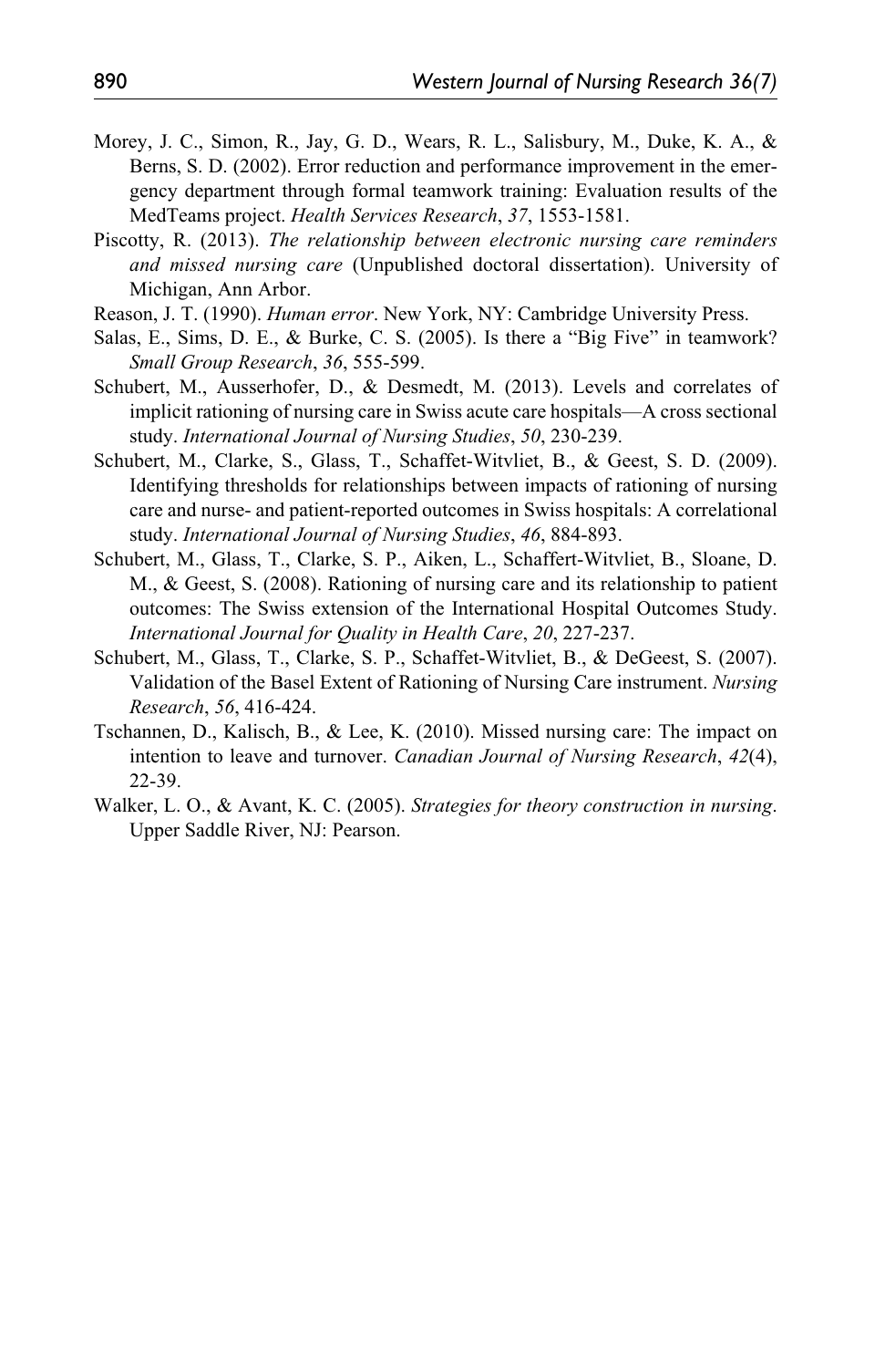Morey, J. C., Simon, R., Jay, G. D., Wears, R. L., Salisbury, M., Duke, K. A., & Berns, S. D. (2002). Error reduction and performance improvement in the emergency department through formal teamwork training: Evaluation results of the MedTeams project. *Health Services Research*, *37*, 1553-1581.

Piscotty, R. (2013). *The relationship between electronic nursing care reminders and missed nursing care* (Unpublished doctoral dissertation). University of Michigan, Ann Arbor.

Reason, J. T. (1990). *Human error*. New York, NY: Cambridge University Press.

Salas, E., Sims, D. E., & Burke, C. S. (2005). Is there a “Big Five” in teamwork? *Small Group Research*, *36*, 555-599.

Schubert, M., Ausserhofer, D., & Desmedt, M. (2013). Levels and correlates of implicit rationing of nursing care in Swiss acute care hospitals—A cross sectional study. *International Journal of Nursing Studies*, *50*, 230-239.

Schubert, M., Clarke, S., Glass, T., Schaffet-Witvliet, B., & Geest, S. D. (2009). Identifying thresholds for relationships between impacts of rationing of nursing care and nurse- and patient-reported outcomes in Swiss hospitals: A correlational study. *International Journal of Nursing Studies*, *46*, 884-893.

Schubert, M., Glass, T., Clarke, S. P., Aiken, L., Schaffert-Witvliet, B., Sloane, D. M., & Geest, S. (2008). Rationing of nursing care and its relationship to patient outcomes: The Swiss extension of the International Hospital Outcomes Study. *International Journal for Quality in Health Care*, *20*, 227-237.

Schubert, M., Glass, T., Clarke, S. P., Schaffet-Witvliet, B., & DeGeest, S. (2007). Validation of the Basel Extent of Rationing of Nursing Care instrument. *Nursing Research*, *56*, 416-424.

Tschannen, D., Kalisch, B., & Lee, K. (2010). Missed nursing care: The impact on intention to leave and turnover. *Canadian Journal of Nursing Research*, *42*(4), 22-39.

Walker, L. O., & Avant, K. C. (2005). *Strategies for theory construction in nursing*. Upper Saddle River, NJ: Pearson.